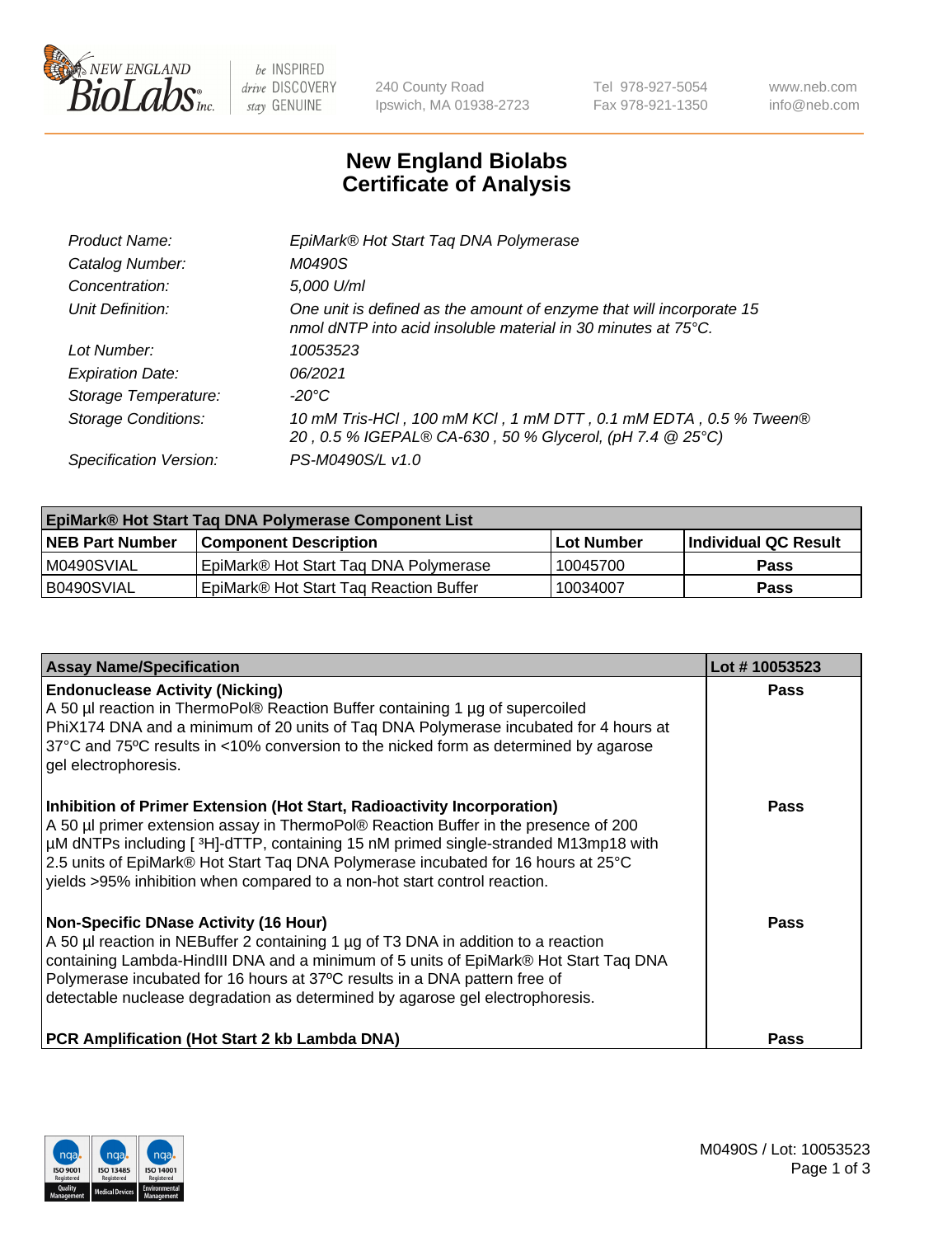# New England Biolabs Certificate of Analysis

| | |
|---|---|
| *Product Name:* | *EpiMark® Hot Start Taq DNA Polymerase* |
| *Catalog Number:* | *M0490S* |
| *Concentration:* | *5,000 U/ml* |
| *Unit Definition:* | *One unit is defined as the amount of enzyme that will incorporate 15 nmol dNTP into acid insoluble material in 30 minutes at 75°C.* |
| *Lot Number:* | *10053523* |
| *Expiration Date:* | *06/2021* |
| *Storage Temperature:* | *-20°C* |
| *Storage Conditions:* | *10 mM Tris-HCl , 100 mM KCl , 1 mM DTT , 0.1 mM EDTA , 0.5 % Tween® 20 , 0.5 % IGEPAL® CA-630 , 50 % Glycerol, (pH 7.4 @ 25°C)* |
| *Specification Version:* | *PS-M0490S/L v1.0* |

| **EpiMark® Hot Start Taq DNA Polymerase Component List** | | | |
|---|---|---|---|
| **NEB Part Number** | **Component Description** | **Lot Number** | **Individual QC Result** |
| M0490SVIAL | EpiMark® Hot Start Taq DNA Polymerase | 10045700 | **Pass** |
| B0490SVIAL | EpiMark® Hot Start Taq Reaction Buffer | 10034007 | **Pass** |

| **Assay Name/Specification** | **Lot # 10053523** |
|---|---|
| **Endonuclease Activity (Nicking)** A 50 µl reaction in ThermoPol® Reaction Buffer containing 1 µg of supercoiled PhiX174 DNA and a minimum of 20 units of Taq DNA Polymerase incubated for 4 hours at 37ºC and 75ºC results in <10% conversion to the nicked form as determined by agarose gel electrophoresis. | **Pass** |
| **Inhibition of Primer Extension (Hot Start, Radioactivity Incorporation)** A 50 µl primer extension assay in ThermoPol® Reaction Buffer in the presence of 200 µM dNTPs including [ $^{3}$H]-dTTP, containing 15 nM primed single-stranded M13mp18 with 2.5 units of EpiMark® Hot Start Taq DNA Polymerase incubated for 16 hours at 25°C yields >95% inhibition when compared to a non-hot start control reaction. | **Pass** |
| **Non-Specific DNase Activity (16 Hour)** A 50 µl reaction in NEBuffer 2 containing 1 µg of T3 DNA in addition to a reaction containing Lambda-HindIII DNA and a minimum of 5 units of EpiMark® Hot Start Taq DNA Polymerase incubated for 16 hours at 37ºC results in a DNA pattern free of detectable nuclease degradation as determined by agarose gel electrophoresis. | **Pass** |
| **PCR Amplification (Hot Start 2 kb Lambda DNA)** | **Pass** |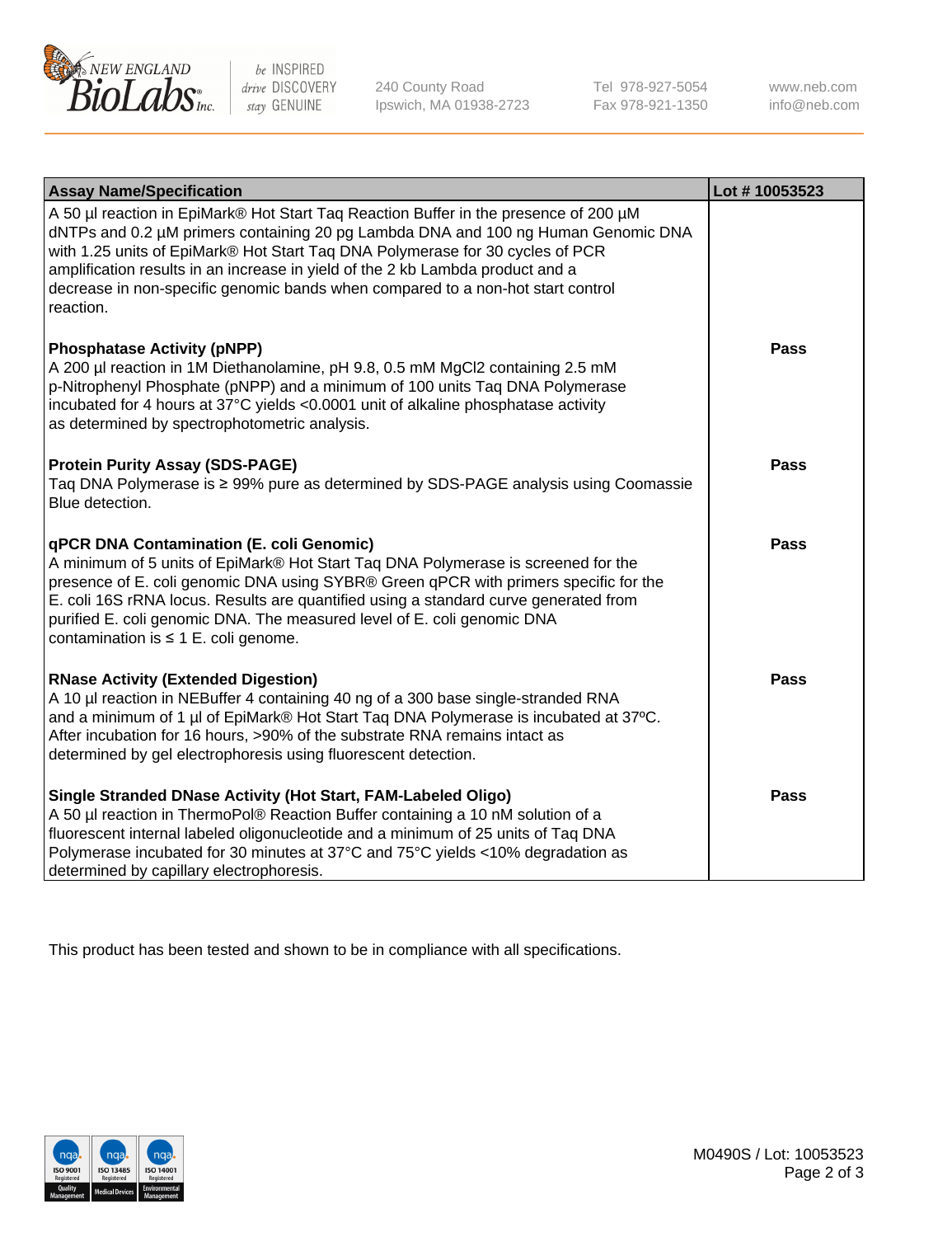| Assay Name/Specification | Lot # 10053523 |
| --- | --- |
| A 50 µl reaction in EpiMark® Hot Start Taq Reaction Buffer in the presence of 200 µM dNTPs and 0.2 µM primers containing 20 pg Lambda DNA and 100 ng Human Genomic DNA with 1.25 units of EpiMark® Hot Start Taq DNA Polymerase for 30 cycles of PCR amplification results in an increase in yield of the 2 kb Lambda product and a decrease in non-specific genomic bands when compared to a non-hot start control reaction. | |
| **Phosphatase Activity (pNPP)**<br>A 200 µl reaction in 1M Diethanolamine, pH 9.8, 0.5 mM $MgCl_2$ containing 2.5 mM p-Nitrophenyl Phosphate (pNPP) and a minimum of 100 units Taq DNA Polymerase incubated for 4 hours at 37°C yields <0.0001 unit of alkaline phosphatase activity as determined by spectrophotometric analysis. | **Pass** |
| **Protein Purity Assay (SDS-PAGE)**<br>Taq DNA Polymerase is ≥ 99% pure as determined by SDS-PAGE analysis using Coomassie Blue detection. | **Pass** |
| **qPCR DNA Contamination (E. coli Genomic)**<br>A minimum of 5 units of EpiMark® Hot Start Taq DNA Polymerase is screened for the presence of E. coli genomic DNA using SYBR® Green qPCR with primers specific for the E. coli 16S rRNA locus. Results are quantified using a standard curve generated from purified E. coli genomic DNA. The measured level of E. coli genomic DNA contamination is ≤ 1 E. coli genome. | **Pass** |
| **RNase Activity (Extended Digestion)**<br>A 10 µl reaction in NEBuffer 4 containing 40 ng of a 300 base single-stranded RNA and a minimum of 1 µl of EpiMark® Hot Start Taq DNA Polymerase is incubated at 37ºC. After incubation for 16 hours, >90% of the substrate RNA remains intact as determined by gel electrophoresis using fluorescent detection. | **Pass** |
| **Single Stranded DNase Activity (Hot Start, FAM-Labeled Oligo)**<br>A 50 µl reaction in ThermoPol® Reaction Buffer containing a 10 nM solution of a fluorescent internal labeled oligonucleotide and a minimum of 25 units of Taq DNA Polymerase incubated for 30 minutes at 37°C and 75°C yields <10% degradation as determined by capillary electrophoresis. | **Pass** |

This product has been tested and shown to be in compliance with all specifications.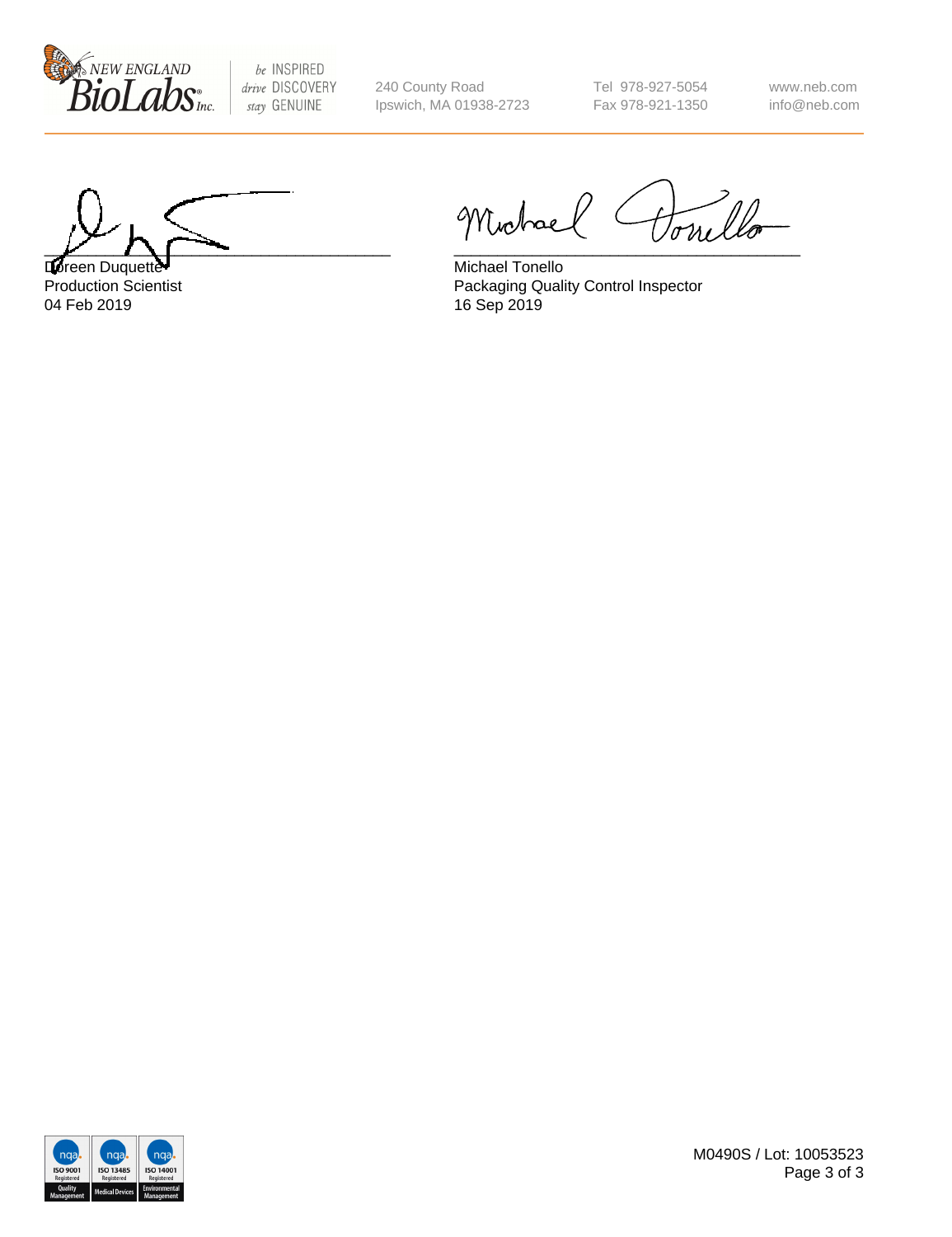Doreen Duquette
Production Scientist
04 Feb 2019

Michael Tonello
Packaging Quality Control Inspector
16 Sep 2019

M0490S / Lot: 10053523